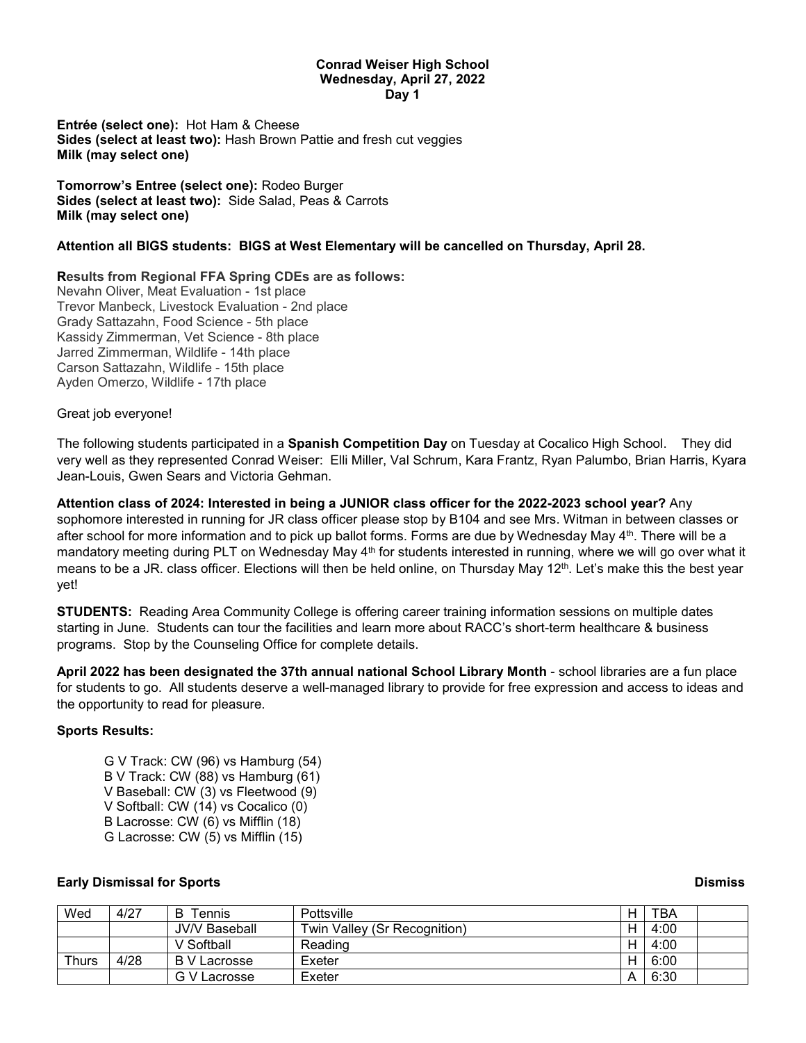**Conrad Weiser High School**
**Wednesday, April 27, 2022**
**Day 1**

**Entrée (select one):** Hot Ham & Cheese
**Sides (select at least two):** Hash Brown Pattie and fresh cut veggies
**Milk (may select one)**

**Tomorrow's Entree (select one):** Rodeo Burger
**Sides (select at least two):** Side Salad, Peas & Carrots
**Milk (may select one)**

**Attention all BIGS students: BIGS at West Elementary will be cancelled on Thursday, April 28.**

**Results from Regional FFA Spring CDEs are as follows:**
Nevahn Oliver, Meat Evaluation - 1st place
Trevor Manbeck, Livestock Evaluation - 2nd place
Grady Sattazahn, Food Science - 5th place
Kassidy Zimmerman, Vet Science - 8th place
Jarred Zimmerman, Wildlife - 14th place
Carson Sattazahn, Wildlife - 15th place
Ayden Omerzo, Wildlife - 17th place

Great job everyone!

The following students participated in a **Spanish Competition Day** on Tuesday at Cocalico High School. They did very well as they represented Conrad Weiser: Elli Miller, Val Schrum, Kara Frantz, Ryan Palumbo, Brian Harris, Kyara Jean-Louis, Gwen Sears and Victoria Gehman.

**Attention class of 2024: Interested in being a JUNIOR class officer for the 2022-2023 school year?** Any sophomore interested in running for JR class officer please stop by B104 and see Mrs. Witman in between classes or after school for more information and to pick up ballot forms. Forms are due by Wednesday May 4th. There will be a mandatory meeting during PLT on Wednesday May 4th for students interested in running, where we will go over what it means to be a JR. class officer. Elections will then be held online, on Thursday May 12th. Let's make this the best year yet!

**STUDENTS:** Reading Area Community College is offering career training information sessions on multiple dates starting in June. Students can tour the facilities and learn more about RACC's short-term healthcare & business programs. Stop by the Counseling Office for complete details.

**April 2022 has been designated the 37th annual national School Library Month** - school libraries are a fun place for students to go. All students deserve a well-managed library to provide for free expression and access to ideas and the opportunity to read for pleasure.

**Sports Results:**

G V Track: CW (96) vs Hamburg (54)
B V Track: CW (88) vs Hamburg (61)
V Baseball: CW (3) vs Fleetwood (9)
V Softball: CW (14) vs Cocalico (0)
B Lacrosse: CW (6) vs Mifflin (18)
G Lacrosse: CW (5) vs Mifflin (15)

**Early Dismissal for Sports** **Dismiss**

| | | | | | | |
|---|---|---|---|---|---|---|
| Wed | 4/27 | B Tennis | Pottsville | H | TBA | |
| | | JV/V Baseball | Twin Valley (Sr Recognition) | H | 4:00 | |
| | | V Softball | Reading | H | 4:00 | |
| Thurs | 4/28 | B V Lacrosse | Exeter | H | 6:00 | |
| | | G V Lacrosse | Exeter | A | 6:30 | |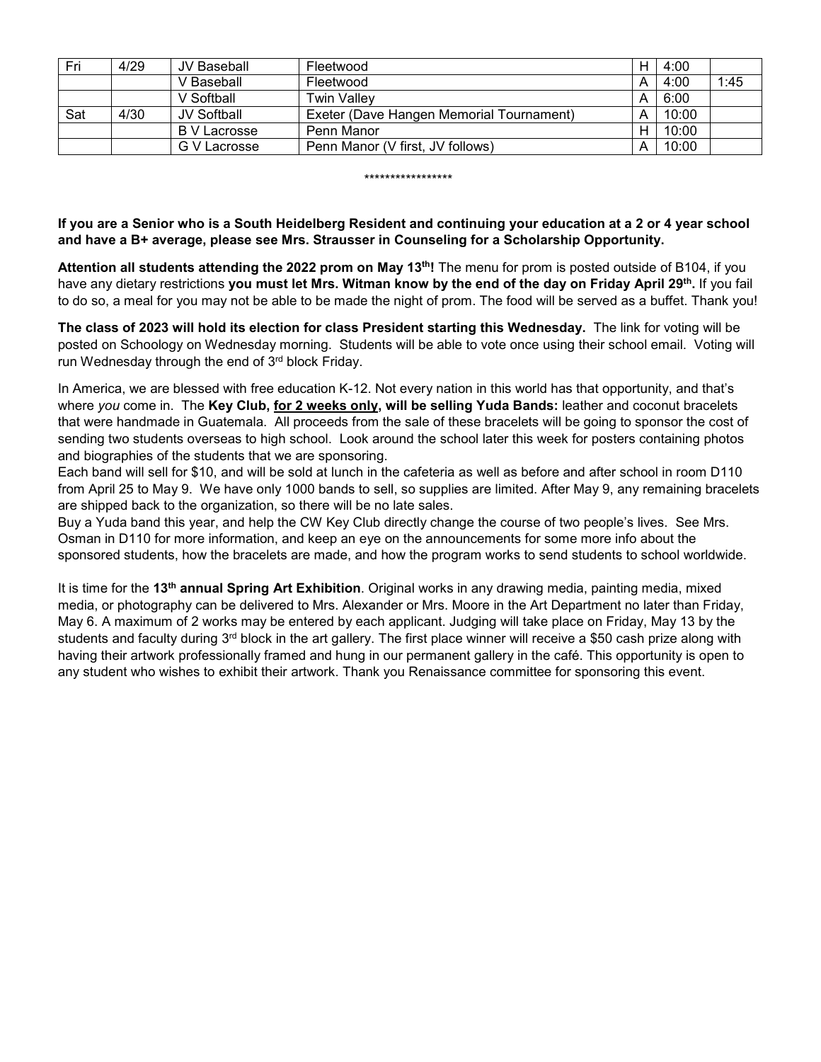| | | | | | | |
|---|---|---|---|---|---|---|
| Fri | 4/29 | JV Baseball | Fleetwood | H | 4:00 | |
| | | V Baseball | Fleetwood | A | 4:00 | 1:45 |
| | | V Softball | Twin Valley | A | 6:00 | |
| Sat | 4/30 | JV Softball | Exeter (Dave Hangen Memorial Tournament) | A | 10:00 | |
| | | B V Lacrosse | Penn Manor | H | 10:00 | |
| | | G V Lacrosse | Penn Manor (V first, JV follows) | A | 10:00 | |

*****************

**If you are a Senior who is a South Heidelberg Resident and continuing your education at a 2 or 4 year school and have a B+ average, please see Mrs. Strausser in Counseling for a Scholarship Opportunity.**

**Attention all students attending the 2022 prom on May 13th!** The menu for prom is posted outside of B104, if you have any dietary restrictions **you must let Mrs. Witman know by the end of the day on Friday April 29th.** If you fail to do so, a meal for you may not be able to be made the night of prom. The food will be served as a buffet. Thank you!

**The class of 2023 will hold its election for class President starting this Wednesday.** The link for voting will be posted on Schoology on Wednesday morning. Students will be able to vote once using their school email. Voting will run Wednesday through the end of 3rd block Friday.

In America, we are blessed with free education K-12. Not every nation in this world has that opportunity, and that's where *you* come in. The **Key Club, for 2 weeks only, will be selling Yuda Bands:** leather and coconut bracelets that were handmade in Guatemala. All proceeds from the sale of these bracelets will be going to sponsor the cost of sending two students overseas to high school. Look around the school later this week for posters containing photos and biographies of the students that we are sponsoring.
Each band will sell for $10, and will be sold at lunch in the cafeteria as well as before and after school in room D110 from April 25 to May 9. We have only 1000 bands to sell, so supplies are limited. After May 9, any remaining bracelets are shipped back to the organization, so there will be no late sales.
Buy a Yuda band this year, and help the CW Key Club directly change the course of two people's lives. See Mrs. Osman in D110 for more information, and keep an eye on the announcements for some more info about the sponsored students, how the bracelets are made, and how the program works to send students to school worldwide.

It is time for the **13th annual Spring Art Exhibition**. Original works in any drawing media, painting media, mixed media, or photography can be delivered to Mrs. Alexander or Mrs. Moore in the Art Department no later than Friday, May 6. A maximum of 2 works may be entered by each applicant. Judging will take place on Friday, May 13 by the students and faculty during 3rd block in the art gallery. The first place winner will receive a $50 cash prize along with having their artwork professionally framed and hung in our permanent gallery in the café. This opportunity is open to any student who wishes to exhibit their artwork. Thank you Renaissance committee for sponsoring this event.